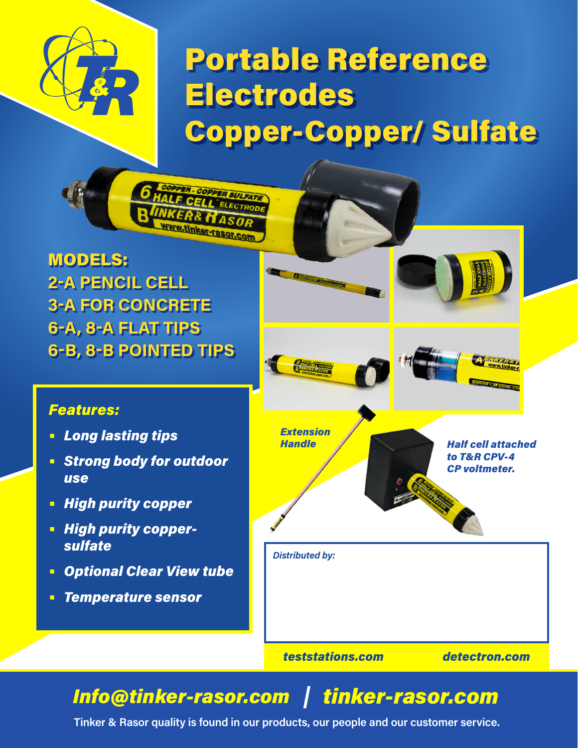# Portable Reference Electrodes Copper-Copper/ Sulfate

**MODELS:**
**2-A PENCIL CELL**
**3-A FOR CONCRETE**
**6-A, 8-A FLAT TIPS**
**6-B, 8-B POINTED TIPS**

### *Features:*

- ***Long lasting tips***
- ***Strong body for outdoor use***
- ***High purity copper***
- ***High purity copper-sulfate***
- ***Optional Clear View tube***
- ***Temperature sensor***

*Extension Handle*

*Half cell attached to T&R CPV-4 CP voltmeter.*

*Distributed by:*

*teststations.com* *detectron.com*

***Info@tinker-rasor.com | tinker-rasor.com***

**Tinker & Rasor quality is found in our products, our people and our customer service.**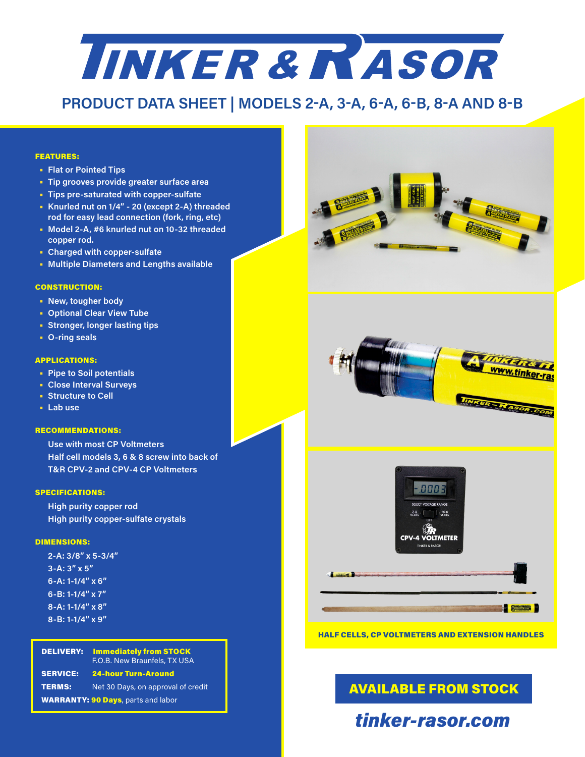# TINKER & RASOR

## PRODUCT DATA SHEET | MODELS 2-A, 3-A, 6-A, 6-B, 8-A AND 8-B

**FEATURES:**

- Flat or Pointed Tips
- Tip grooves provide greater surface area
- Tips pre-saturated with copper-sulfate
- Knurled nut on 1/4" - 20 (except 2-A) threaded rod for easy lead connection (fork, ring, etc)
- Model 2-A, #6 knurled nut on 10-32 threaded copper rod.
- Charged with copper-sulfate
- Multiple Diameters and Lengths available

**CONSTRUCTION:**

- New, tougher body
- Optional Clear View Tube
- Stronger, longer lasting tips
- O-ring seals

**APPLICATIONS:**

- Pipe to Soil potentials
- Close Interval Surveys
- Structure to Cell
- Lab use

**RECOMMENDATIONS:**

Use with most CP Voltmeters
Half cell models 3, 6 & 8 screw into back of T&R CPV-2 and CPV-4 CP Voltmeters

**SPECIFICATIONS:**

High purity copper rod
High purity copper-sulfate crystals

**DIMENSIONS:**

2-A: 3/8" x 5-3/4"
3-A: 3" x 5"
6-A: 1-1/4" x 6"
6-B: 1-1/4" x 7"
8-A: 1-1/4" x 8"
8-B: 1-1/4" x 9"

**DELIVERY:** **Immediately from STOCK**
F.O.B. New Braunfels, TX USA
**SERVICE:** **24-hour Turn-Around**
**TERMS:** Net 30 Days, on approval of credit
**WARRANTY:** **90 Days**, parts and labor

HALF CELLS, CP VOLTMETERS AND EXTENSION HANDLES

**AVAILABLE FROM STOCK**

*tinker-rasor.com*